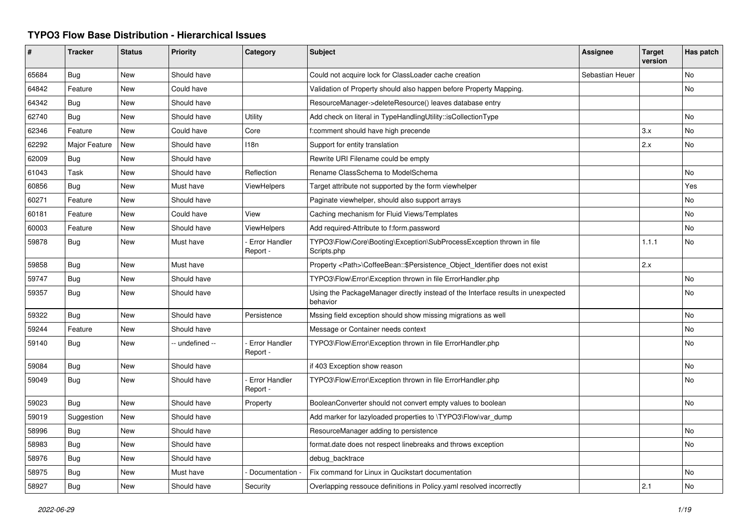# TYPO3 Flow Base Distribution - Hierarchical Issues

| # | Tracker | Status | Priority | Category | Subject | Assignee | Target version | Has patch |
|---|---|---|---|---|---|---|---|---|
| 65684 | Bug | New | Should have | | Could not acquire lock for ClassLoader cache creation | Sebastian Heuer | | No |
| 64842 | Feature | New | Could have | | Validation of Property should also happen before Property Mapping. | | | No |
| 64342 | Bug | New | Should have | | ResourceManager->deleteResource() leaves database entry | | | |
| 62740 | Bug | New | Should have | Utility | Add check on literal in TypeHandlingUtility::isCollectionType | | | No |
| 62346 | Feature | New | Could have | Core | f:comment should have high precende | | 3.x | No |
| 62292 | Major Feature | New | Should have | I18n | Support for entity translation | | 2.x | No |
| 62009 | Bug | New | Should have | | Rewrite URI Filename could be empty | | | |
| 61043 | Task | New | Should have | Reflection | Rename ClassSchema to ModelSchema | | | No |
| 60856 | Bug | New | Must have | ViewHelpers | Target attribute not supported by the form viewhelper | | | Yes |
| 60271 | Feature | New | Should have | | Paginate viewhelper, should also support arrays | | | No |
| 60181 | Feature | New | Could have | View | Caching mechanism for Fluid Views/Templates | | | No |
| 60003 | Feature | New | Should have | ViewHelpers | Add required-Attribute to f:form.password | | | No |
| 59878 | Bug | New | Must have | - Error Handler Report - | TYPO3\Flow\Core\Booting\Exception\SubProcessException thrown in file Scripts.php | | 1.1.1 | No |
| 59858 | Bug | New | Must have | | Property <Path>\CoffeeBean::$Persistence_Object_Identifier does not exist | | 2.x | |
| 59747 | Bug | New | Should have | | TYPO3\Flow\Error\Exception thrown in file ErrorHandler.php | | | No |
| 59357 | Bug | New | Should have | | Using the PackageManager directly instead of the Interface results in unexpected behavior | | | No |
| 59322 | Bug | New | Should have | Persistence | Mssing field exception should show missing migrations as well | | | No |
| 59244 | Feature | New | Should have | | Message or Container needs context | | | No |
| 59140 | Bug | New | -- undefined -- | - Error Handler Report - | TYPO3\Flow\Error\Exception thrown in file ErrorHandler.php | | | No |
| 59084 | Bug | New | Should have | | if 403 Exception show reason | | | No |
| 59049 | Bug | New | Should have | - Error Handler Report - | TYPO3\Flow\Error\Exception thrown in file ErrorHandler.php | | | No |
| 59023 | Bug | New | Should have | Property | BooleanConverter should not convert empty values to boolean | | | No |
| 59019 | Suggestion | New | Should have | | Add marker for lazyloaded properties to \TYPO3\Flow\var_dump | | | |
| 58996 | Bug | New | Should have | | ResourceManager adding to persistence | | | No |
| 58983 | Bug | New | Should have | | format.date does not respect linebreaks and throws exception | | | No |
| 58976 | Bug | New | Should have | | debug_backtrace | | | |
| 58975 | Bug | New | Must have | - Documentation - | Fix command for Linux in Qucikstart documentation | | | No |
| 58927 | Bug | New | Should have | Security | Overlapping ressouce definitions in Policy.yaml resolved incorrectly | | 2.1 | No |

*2022-06-29*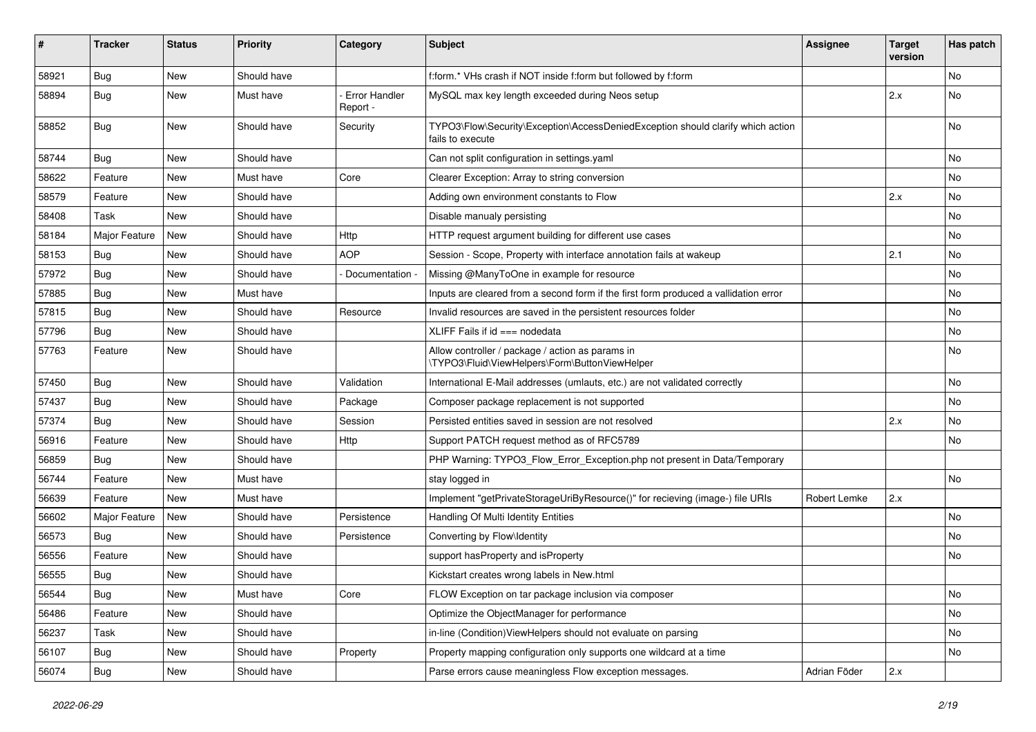| # | Tracker | Status | Priority | Category | Subject | Assignee | Target version | Has patch |
| --- | --- | --- | --- | --- | --- | --- | --- | --- |
| 58921 | Bug | New | Should have | | f:form.* VHs crash if NOT inside f:form but followed by f:form | | | No |
| 58894 | Bug | New | Must have | - Error Handler Report - | MySQL max key length exceeded during Neos setup | | 2.x | No |
| 58852 | Bug | New | Should have | Security | TYPO3\Flow\Security\Exception\AccessDeniedException should clarify which action fails to execute | | | No |
| 58744 | Bug | New | Should have | | Can not split configuration in settings.yaml | | | No |
| 58622 | Feature | New | Must have | Core | Clearer Exception: Array to string conversion | | | No |
| 58579 | Feature | New | Should have | | Adding own environment constants to Flow | | 2.x | No |
| 58408 | Task | New | Should have | | Disable manualy persisting | | | No |
| 58184 | Major Feature | New | Should have | Http | HTTP request argument building for different use cases | | | No |
| 58153 | Bug | New | Should have | AOP | Session - Scope, Property with interface annotation fails at wakeup | | 2.1 | No |
| 57972 | Bug | New | Should have | - Documentation - | Missing @ManyToOne in example for resource | | | No |
| 57885 | Bug | New | Must have | | Inputs are cleared from a second form if the first form produced a vallidation error | | | No |
| 57815 | Bug | New | Should have | Resource | Invalid resources are saved in the persistent resources folder | | | No |
| 57796 | Bug | New | Should have | | XLIFF Fails if id === nodedata | | | No |
| 57763 | Feature | New | Should have | | Allow controller / package / action as params in \TYPO3\Fluid\ViewHelpers\Form\ButtonViewHelper | | | No |
| 57450 | Bug | New | Should have | Validation | International E-Mail addresses (umlauts, etc.) are not validated correctly | | | No |
| 57437 | Bug | New | Should have | Package | Composer package replacement is not supported | | | No |
| 57374 | Bug | New | Should have | Session | Persisted entities saved in session are not resolved | | 2.x | No |
| 56916 | Feature | New | Should have | Http | Support PATCH request method as of RFC5789 | | | No |
| 56859 | Bug | New | Should have | | PHP Warning: TYPO3_Flow_Error_Exception.php not present in Data/Temporary | | | |
| 56744 | Feature | New | Must have | | stay logged in | | | No |
| 56639 | Feature | New | Must have | | Implement "getPrivateStorageUriByResource()" for recieving (image-) file URIs | Robert Lemke | 2.x | |
| 56602 | Major Feature | New | Should have | Persistence | Handling Of Multi Identity Entities | | | No |
| 56573 | Bug | New | Should have | Persistence | Converting by Flow\Identity | | | No |
| 56556 | Feature | New | Should have | | support hasProperty and isProperty | | | No |
| 56555 | Bug | New | Should have | | Kickstart creates wrong labels in New.html | | | |
| 56544 | Bug | New | Must have | Core | FLOW Exception on tar package inclusion via composer | | | No |
| 56486 | Feature | New | Should have | | Optimize the ObjectManager for performance | | | No |
| 56237 | Task | New | Should have | | in-line (Condition)ViewHelpers should not evaluate on parsing | | | No |
| 56107 | Bug | New | Should have | Property | Property mapping configuration only supports one wildcard at a time | | | No |
| 56074 | Bug | New | Should have | | Parse errors cause meaningless Flow exception messages. | Adrian Föder | 2.x | |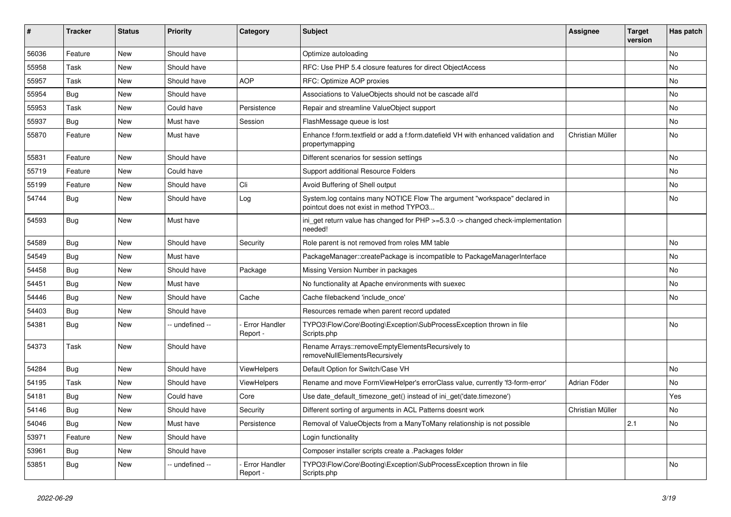| # | Tracker | Status | Priority | Category | Subject | Assignee | Target version | Has patch |
|---|---|---|---|---|---|---|---|---|
| 56036 | Feature | New | Should have | | Optimize autoloading | | | No |
| 55958 | Task | New | Should have | | RFC: Use PHP 5.4 closure features for direct ObjectAccess | | | No |
| 55957 | Task | New | Should have | AOP | RFC: Optimize AOP proxies | | | No |
| 55954 | Bug | New | Should have | | Associations to ValueObjects should not be cascade all'd | | | No |
| 55953 | Task | New | Could have | Persistence | Repair and streamline ValueObject support | | | No |
| 55937 | Bug | New | Must have | Session | FlashMessage queue is lost | | | No |
| 55870 | Feature | New | Must have | | Enhance f:form.textfield or add a f:form.datefield VH with enhanced validation and propertymapping | Christian Müller | | No |
| 55831 | Feature | New | Should have | | Different scenarios for session settings | | | No |
| 55719 | Feature | New | Could have | | Support additional Resource Folders | | | No |
| 55199 | Feature | New | Should have | Cli | Avoid Buffering of Shell output | | | No |
| 54744 | Bug | New | Should have | Log | System.log contains many NOTICE Flow The argument "workspace" declared in pointcut does not exist in method TYPO3... | | | No |
| 54593 | Bug | New | Must have | | ini_get return value has changed for PHP >=5.3.0 -> changed check-implementation needed! | | | |
| 54589 | Bug | New | Should have | Security | Role parent is not removed from roles MM table | | | No |
| 54549 | Bug | New | Must have | | PackageManager::createPackage is incompatible to PackageManagerInterface | | | No |
| 54458 | Bug | New | Should have | Package | Missing Version Number in packages | | | No |
| 54451 | Bug | New | Must have | | No functionality at Apache environments with suexec | | | No |
| 54446 | Bug | New | Should have | Cache | Cache filebackend 'include_once' | | | No |
| 54403 | Bug | New | Should have | | Resources remade when parent record updated | | | |
| 54381 | Bug | New | -- undefined -- | - Error Handler Report - | TYPO3\Flow\Core\Booting\Exception\SubProcessException thrown in file Scripts.php | | | No |
| 54373 | Task | New | Should have | | Rename Arrays::removeEmptyElementsRecursively to removeNullElementsRecursively | | | |
| 54284 | Bug | New | Should have | ViewHelpers | Default Option for Switch/Case VH | | | No |
| 54195 | Task | New | Should have | ViewHelpers | Rename and move FormViewHelper's errorClass value, currently 'f3-form-error' | Adrian Föder | | No |
| 54181 | Bug | New | Could have | Core | Use date_default_timezone_get() instead of ini_get('date.timezone') | | | Yes |
| 54146 | Bug | New | Should have | Security | Different sorting of arguments in ACL Patterns doesnt work | Christian Müller | | No |
| 54046 | Bug | New | Must have | Persistence | Removal of ValueObjects from a ManyToMany relationship is not possible | | 2.1 | No |
| 53971 | Feature | New | Should have | | Login functionality | | | |
| 53961 | Bug | New | Should have | | Composer installer scripts create a .Packages folder | | | |
| 53851 | Bug | New | -- undefined -- | - Error Handler Report - | TYPO3\Flow\Core\Booting\Exception\SubProcessException thrown in file Scripts.php | | | No |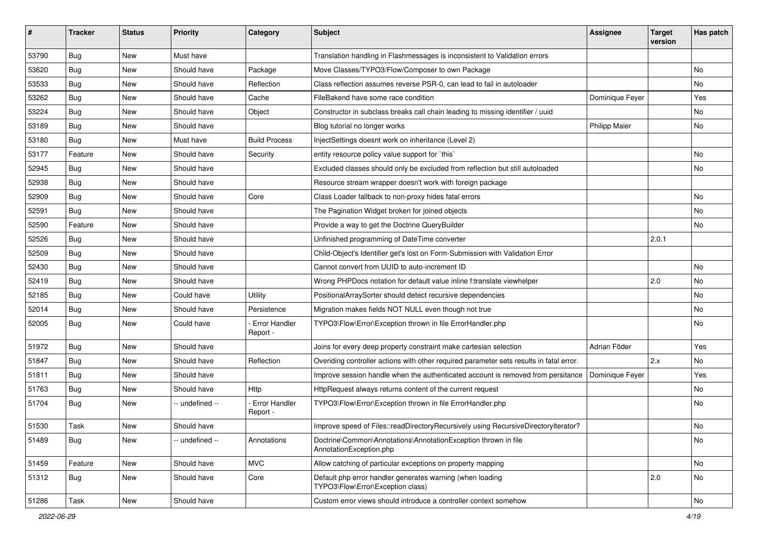| # | Tracker | Status | Priority | Category | Subject | Assignee | Target version | Has patch |
|---|---|---|---|---|---|---|---|---|
| 53790 | Bug | New | Must have | | Translation handling in Flashmessages is inconsistent to Validation errors | | | |
| 53620 | Bug | New | Should have | Package | Move Classes/TYPO3/Flow/Composer to own Package | | | No |
| 53533 | Bug | New | Should have | Reflection | Class reflection assumes reverse PSR-0, can lead to fail in autoloader | | | No |
| 53262 | Bug | New | Should have | Cache | FileBakend have some race condition | Dominique Feyer | | Yes |
| 53224 | Bug | New | Should have | Object | Constructor in subclass breaks call chain leading to missing identifier / uuid | | | No |
| 53189 | Bug | New | Should have | | Blog tutorial no longer works | Philipp Maier | | No |
| 53180 | Bug | New | Must have | Build Process | InjectSettings doesnt work on inheritance (Level 2) | | | |
| 53177 | Feature | New | Should have | Security | entity resource policy value support for `this` | | | No |
| 52945 | Bug | New | Should have | | Excluded classes should only be excluded from reflection but still autoloaded | | | No |
| 52938 | Bug | New | Should have | | Resource stream wrapper doesn't work with foreign package | | | |
| 52909 | Bug | New | Should have | Core | Class Loader fallback to non-proxy hides fatal errors | | | No |
| 52591 | Bug | New | Should have | | The Pagination Widget broken for joined objects | | | No |
| 52590 | Feature | New | Should have | | Provide a way to get the Doctrine QueryBuilder | | | No |
| 52526 | Bug | New | Should have | | Unfinished programming of DateTime converter | | 2.0.1 | |
| 52509 | Bug | New | Should have | | Child-Object's Identifier get's lost on Form-Submission with Validation Error | | | |
| 52430 | Bug | New | Should have | | Cannot convert from UUID to auto-increment ID | | | No |
| 52419 | Bug | New | Should have | | Wrong PHPDocs notation for default value inline f:translate viewhelper | | 2.0 | No |
| 52185 | Bug | New | Could have | Utility | PositionalArraySorter should detect recursive dependencies | | | No |
| 52014 | Bug | New | Should have | Persistence | Migration makes fields NOT NULL even though not true | | | No |
| 52005 | Bug | New | Could have | - Error Handler Report - | TYPO3\Flow\Error\Exception thrown in file ErrorHandler.php | | | No |
| 51972 | Bug | New | Should have | | Joins for every deep property constraint make cartesian selection | Adrian Föder | | Yes |
| 51847 | Bug | New | Should have | Reflection | Overiding controller actions with other required parameter sets results in fatal error. | | 2.x | No |
| 51811 | Bug | New | Should have | | Improve session handle when the authenticated account is removed from persitance | Dominique Feyer | | Yes |
| 51763 | Bug | New | Should have | Http | HttpRequest always returns content of the current request | | | No |
| 51704 | Bug | New | -- undefined -- | - Error Handler Report - | TYPO3\Flow\Error\Exception thrown in file ErrorHandler.php | | | No |
| 51530 | Task | New | Should have | | Improve speed of Files::readDirectoryRecursively using RecursiveDirectoryIterator? | | | No |
| 51489 | Bug | New | -- undefined -- | Annotations | Doctrine\Common\Annotations\AnnotationException thrown in file AnnotationException.php | | | No |
| 51459 | Feature | New | Should have | MVC | Allow catching of particular exceptions on property mapping | | | No |
| 51312 | Bug | New | Should have | Core | Default php error handler generates warning (when loading TYPO3\Flow\Error\Exception class) | | 2.0 | No |
| 51286 | Task | New | Should have | | Custom error views should introduce a controller context somehow | | | No |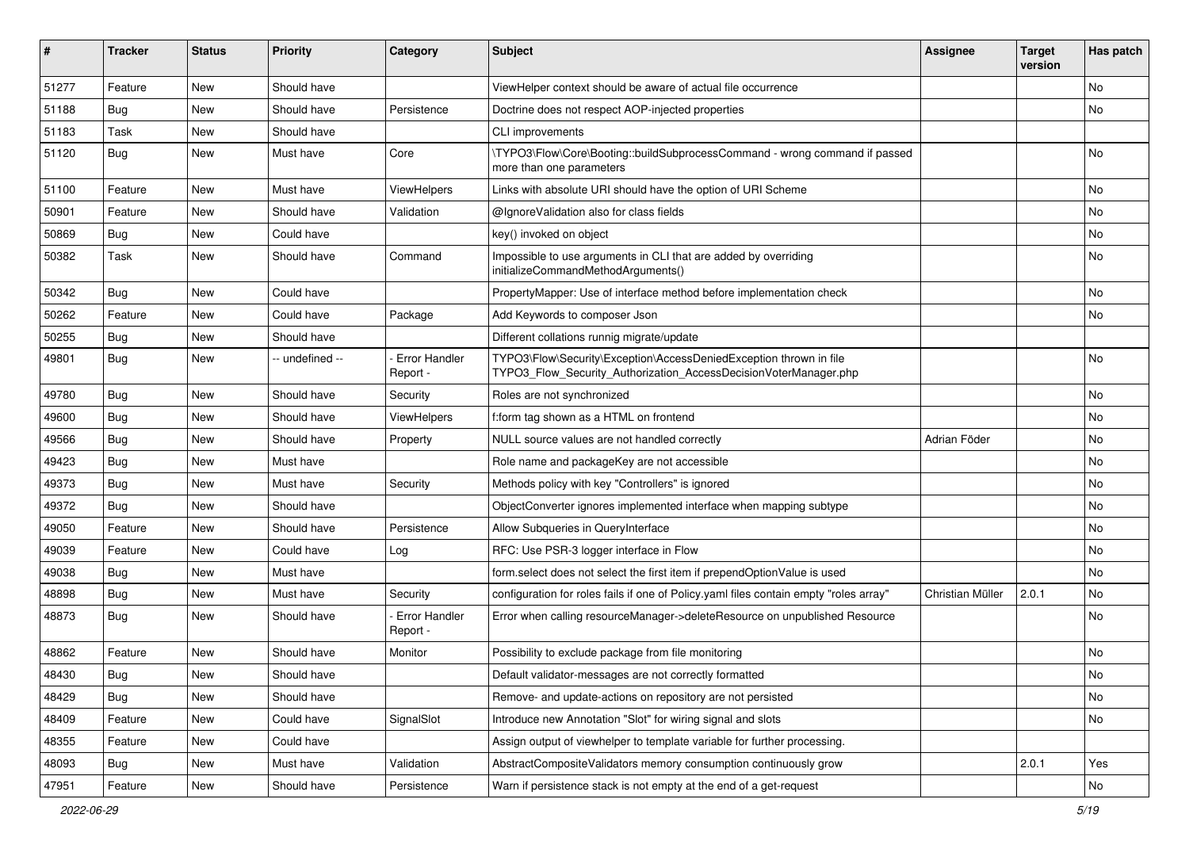| # | Tracker | Status | Priority | Category | Subject | Assignee | Target version | Has patch |
|---|---|---|---|---|---|---|---|---|
| 51277 | Feature | New | Should have | | ViewHelper context should be aware of actual file occurrence | | | No |
| 51188 | Bug | New | Should have | Persistence | Doctrine does not respect AOP-injected properties | | | No |
| 51183 | Task | New | Should have | | CLI improvements | | | |
| 51120 | Bug | New | Must have | Core | \TYPO3\Flow\Core\Booting::buildSubprocessCommand - wrong command if passed more than one parameters | | | No |
| 51100 | Feature | New | Must have | ViewHelpers | Links with absolute URI should have the option of URI Scheme | | | No |
| 50901 | Feature | New | Should have | Validation | @IgnoreValidation also for class fields | | | No |
| 50869 | Bug | New | Could have | | key() invoked on object | | | No |
| 50382 | Task | New | Should have | Command | Impossible to use arguments in CLI that are added by overriding initializeCommandMethodArguments() | | | No |
| 50342 | Bug | New | Could have | | PropertyMapper: Use of interface method before implementation check | | | No |
| 50262 | Feature | New | Could have | Package | Add Keywords to composer Json | | | No |
| 50255 | Bug | New | Should have | | Different collations runnig migrate/update | | | |
| 49801 | Bug | New | -- undefined -- | - Error Handler Report - | TYPO3\Flow\Security\Exception\AccessDeniedException thrown in file TYPO3_Flow_Security_Authorization_AccessDecisionVoterManager.php | | | No |
| 49780 | Bug | New | Should have | Security | Roles are not synchronized | | | No |
| 49600 | Bug | New | Should have | ViewHelpers | f:form tag shown as a HTML on frontend | | | No |
| 49566 | Bug | New | Should have | Property | NULL source values are not handled correctly | Adrian Föder | | No |
| 49423 | Bug | New | Must have | | Role name and packageKey are not accessible | | | No |
| 49373 | Bug | New | Must have | Security | Methods policy with key "Controllers" is ignored | | | No |
| 49372 | Bug | New | Should have | | ObjectConverter ignores implemented interface when mapping subtype | | | No |
| 49050 | Feature | New | Should have | Persistence | Allow Subqueries in QueryInterface | | | No |
| 49039 | Feature | New | Could have | Log | RFC: Use PSR-3 logger interface in Flow | | | No |
| 49038 | Bug | New | Must have | | form.select does not select the first item if prependOptionValue is used | | | No |
| 48898 | Bug | New | Must have | Security | configuration for roles fails if one of Policy.yaml files contain empty "roles array" | Christian Müller | 2.0.1 | No |
| 48873 | Bug | New | Should have | - Error Handler Report - | Error when calling resourceManager->deleteResource on unpublished Resource | | | No |
| 48862 | Feature | New | Should have | Monitor | Possibility to exclude package from file monitoring | | | No |
| 48430 | Bug | New | Should have | | Default validator-messages are not correctly formatted | | | No |
| 48429 | Bug | New | Should have | | Remove- and update-actions on repository are not persisted | | | No |
| 48409 | Feature | New | Could have | SignalSlot | Introduce new Annotation "Slot" for wiring signal and slots | | | No |
| 48355 | Feature | New | Could have | | Assign output of viewhelper to template variable for further processing. | | | |
| 48093 | Bug | New | Must have | Validation | AbstractCompositeValidators memory consumption continuously grow | | 2.0.1 | Yes |
| 47951 | Feature | New | Should have | Persistence | Warn if persistence stack is not empty at the end of a get-request | | | No |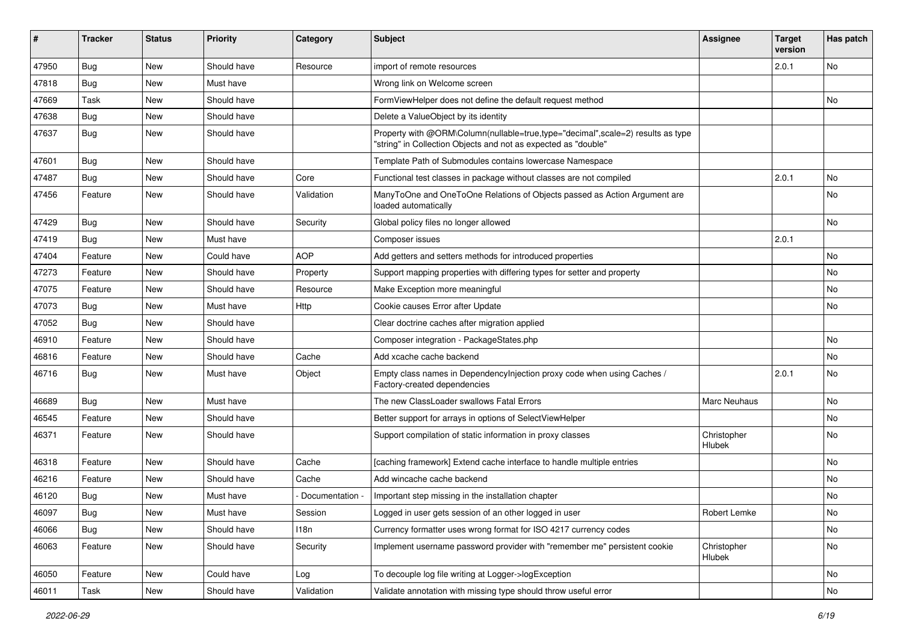| # | Tracker | Status | Priority | Category | Subject | Assignee | Target version | Has patch |
|---|---|---|---|---|---|---|---|---|
| 47950 | Bug | New | Should have | Resource | import of remote resources | | 2.0.1 | No |
| 47818 | Bug | New | Must have | | Wrong link on Welcome screen | | | |
| 47669 | Task | New | Should have | | FormViewHelper does not define the default request method | | | No |
| 47638 | Bug | New | Should have | | Delete a ValueObject by its identity | | | |
| 47637 | Bug | New | Should have | | Property with @ORM\Column(nullable=true,type="decimal",scale=2) results as type "string" in Collection Objects and not as expected as "double" | | | |
| 47601 | Bug | New | Should have | | Template Path of Submodules contains lowercase Namespace | | | |
| 47487 | Bug | New | Should have | Core | Functional test classes in package without classes are not compiled | | 2.0.1 | No |
| 47456 | Feature | New | Should have | Validation | ManyToOne and OneToOne Relations of Objects passed as Action Argument are loaded automatically | | | No |
| 47429 | Bug | New | Should have | Security | Global policy files no longer allowed | | | No |
| 47419 | Bug | New | Must have | | Composer issues | | 2.0.1 | |
| 47404 | Feature | New | Could have | AOP | Add getters and setters methods for introduced properties | | | No |
| 47273 | Feature | New | Should have | Property | Support mapping properties with differing types for setter and property | | | No |
| 47075 | Feature | New | Should have | Resource | Make Exception more meaningful | | | No |
| 47073 | Bug | New | Must have | Http | Cookie causes Error after Update | | | No |
| 47052 | Bug | New | Should have | | Clear doctrine caches after migration applied | | | |
| 46910 | Feature | New | Should have | | Composer integration - PackageStates.php | | | No |
| 46816 | Feature | New | Should have | Cache | Add xcache cache backend | | | No |
| 46716 | Bug | New | Must have | Object | Empty class names in DependencyInjection proxy code when using Caches / Factory-created dependencies | | 2.0.1 | No |
| 46689 | Bug | New | Must have | | The new ClassLoader swallows Fatal Errors | Marc Neuhaus | | No |
| 46545 | Feature | New | Should have | | Better support for arrays in options of SelectViewHelper | | | No |
| 46371 | Feature | New | Should have | | Support compilation of static information in proxy classes | Christopher Hlubek | | No |
| 46318 | Feature | New | Should have | Cache | [caching framework] Extend cache interface to handle multiple entries | | | No |
| 46216 | Feature | New | Should have | Cache | Add wincache cache backend | | | No |
| 46120 | Bug | New | Must have | - Documentation - | Important step missing in the installation chapter | | | No |
| 46097 | Bug | New | Must have | Session | Logged in user gets session of an other logged in user | Robert Lemke | | No |
| 46066 | Bug | New | Should have | I18n | Currency formatter uses wrong format for ISO 4217 currency codes | | | No |
| 46063 | Feature | New | Should have | Security | Implement username password provider with "remember me" persistent cookie | Christopher Hlubek | | No |
| 46050 | Feature | New | Could have | Log | To decouple log file writing at Logger->logException | | | No |
| 46011 | Task | New | Should have | Validation | Validate annotation with missing type should throw useful error | | | No |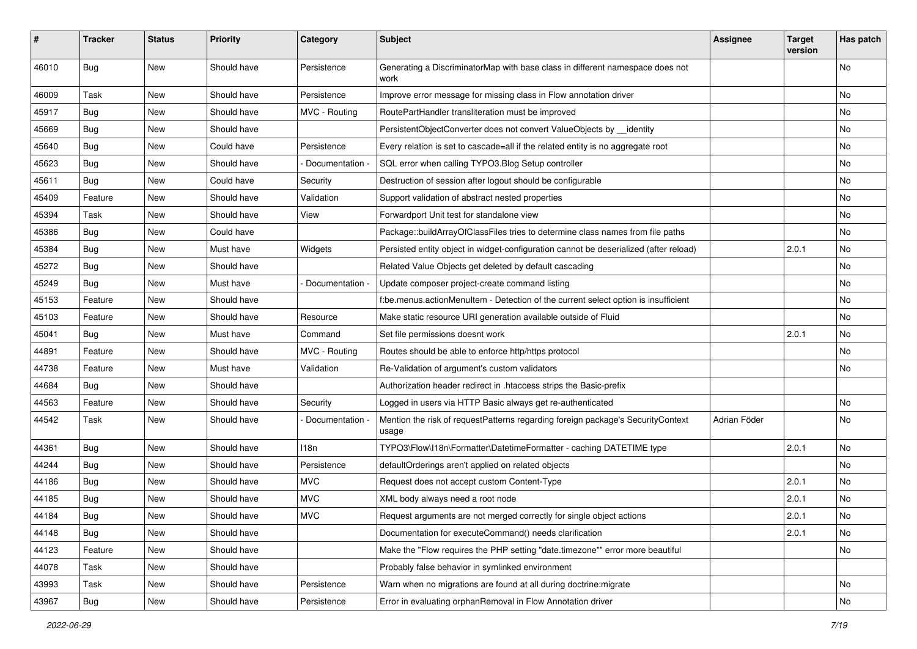| # | Tracker | Status | Priority | Category | Subject | Assignee | Target version | Has patch |
|---|---|---|---|---|---|---|---|---|
| 46010 | Bug | New | Should have | Persistence | Generating a DiscriminatorMap with base class in different namespace does not work | | | No |
| 46009 | Task | New | Should have | Persistence | Improve error message for missing class in Flow annotation driver | | | No |
| 45917 | Bug | New | Should have | MVC - Routing | RoutePartHandler transliteration must be improved | | | No |
| 45669 | Bug | New | Should have | | PersistentObjectConverter does not convert ValueObjects by __identity | | | No |
| 45640 | Bug | New | Could have | Persistence | Every relation is set to cascade=all if the related entity is no aggregate root | | | No |
| 45623 | Bug | New | Should have | - Documentation - | SQL error when calling TYPO3.Blog Setup controller | | | No |
| 45611 | Bug | New | Could have | Security | Destruction of session after logout should be configurable | | | No |
| 45409 | Feature | New | Should have | Validation | Support validation of abstract nested properties | | | No |
| 45394 | Task | New | Should have | View | Forwardport Unit test for standalone view | | | No |
| 45386 | Bug | New | Could have | | Package::buildArrayOfClassFiles tries to determine class names from file paths | | | No |
| 45384 | Bug | New | Must have | Widgets | Persisted entity object in widget-configuration cannot be deserialized (after reload) | | 2.0.1 | No |
| 45272 | Bug | New | Should have | | Related Value Objects get deleted by default cascading | | | No |
| 45249 | Bug | New | Must have | - Documentation - | Update composer project-create command listing | | | No |
| 45153 | Feature | New | Should have | | f:be.menus.actionMenuItem - Detection of the current select option is insufficient | | | No |
| 45103 | Feature | New | Should have | Resource | Make static resource URI generation available outside of Fluid | | | No |
| 45041 | Bug | New | Must have | Command | Set file permissions doesnt work | | 2.0.1 | No |
| 44891 | Feature | New | Should have | MVC - Routing | Routes should be able to enforce http/https protocol | | | No |
| 44738 | Feature | New | Must have | Validation | Re-Validation of argument's custom validators | | | No |
| 44684 | Bug | New | Should have | | Authorization header redirect in .htaccess strips the Basic-prefix | | | |
| 44563 | Feature | New | Should have | Security | Logged in users via HTTP Basic always get re-authenticated | | | No |
| 44542 | Task | New | Should have | - Documentation - | Mention the risk of requestPatterns regarding foreign package's SecurityContext usage | Adrian Föder | | No |
| 44361 | Bug | New | Should have | I18n | TYPO3\Flow\I18n\Formatter\DatetimeFormatter - caching DATETIME type | | 2.0.1 | No |
| 44244 | Bug | New | Should have | Persistence | defaultOrderings aren't applied on related objects | | | No |
| 44186 | Bug | New | Should have | MVC | Request does not accept custom Content-Type | | 2.0.1 | No |
| 44185 | Bug | New | Should have | MVC | XML body always need a root node | | 2.0.1 | No |
| 44184 | Bug | New | Should have | MVC | Request arguments are not merged correctly for single object actions | | 2.0.1 | No |
| 44148 | Bug | New | Should have | | Documentation for executeCommand() needs clarification | | 2.0.1 | No |
| 44123 | Feature | New | Should have | | Make the "Flow requires the PHP setting "date.timezone"" error more beautiful | | | No |
| 44078 | Task | New | Should have | | Probably false behavior in symlinked environment | | | |
| 43993 | Task | New | Should have | Persistence | Warn when no migrations are found at all during doctrine:migrate | | | No |
| 43967 | Bug | New | Should have | Persistence | Error in evaluating orphanRemoval in Flow Annotation driver | | | No |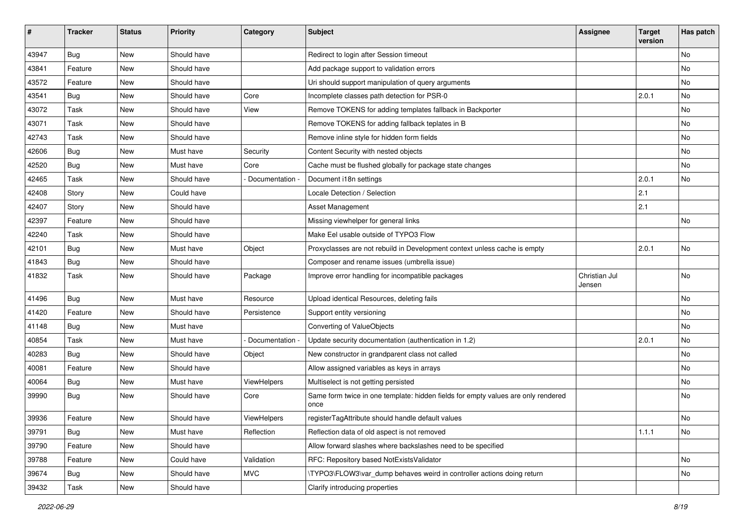| # | Tracker | Status | Priority | Category | Subject | Assignee | Target version | Has patch |
|---|---|---|---|---|---|---|---|---|
| 43947 | Bug | New | Should have | | Redirect to login after Session timeout | | | No |
| 43841 | Feature | New | Should have | | Add package support to validation errors | | | No |
| 43572 | Feature | New | Should have | | Uri should support manipulation of query arguments | | | No |
| 43541 | Bug | New | Should have | Core | Incomplete classes path detection for PSR-0 | | 2.0.1 | No |
| 43072 | Task | New | Should have | View | Remove TOKENS for adding templates fallback in Backporter | | | No |
| 43071 | Task | New | Should have | | Remove TOKENS for adding fallback teplates in B | | | No |
| 42743 | Task | New | Should have | | Remove inline style for hidden form fields | | | No |
| 42606 | Bug | New | Must have | Security | Content Security with nested objects | | | No |
| 42520 | Bug | New | Must have | Core | Cache must be flushed globally for package state changes | | | No |
| 42465 | Task | New | Should have | - Documentation - | Document i18n settings | | 2.0.1 | No |
| 42408 | Story | New | Could have | | Locale Detection / Selection | | 2.1 | |
| 42407 | Story | New | Should have | | Asset Management | | 2.1 | |
| 42397 | Feature | New | Should have | | Missing viewhelper for general links | | | No |
| 42240 | Task | New | Should have | | Make Eel usable outside of TYPO3 Flow | | | |
| 42101 | Bug | New | Must have | Object | Proxyclasses are not rebuild in Development context unless cache is empty | | 2.0.1 | No |
| 41843 | Bug | New | Should have | | Composer and rename issues (umbrella issue) | | | |
| 41832 | Task | New | Should have | Package | Improve error handling for incompatible packages | Christian Jul Jensen | | No |
| 41496 | Bug | New | Must have | Resource | Upload identical Resources, deleting fails | | | No |
| 41420 | Feature | New | Should have | Persistence | Support entity versioning | | | No |
| 41148 | Bug | New | Must have | | Converting of ValueObjects | | | No |
| 40854 | Task | New | Must have | - Documentation - | Update security documentation (authentication in 1.2) | | 2.0.1 | No |
| 40283 | Bug | New | Should have | Object | New constructor in grandparent class not called | | | No |
| 40081 | Feature | New | Should have | | Allow assigned variables as keys in arrays | | | No |
| 40064 | Bug | New | Must have | ViewHelpers | Multiselect is not getting persisted | | | No |
| 39990 | Bug | New | Should have | Core | Same form twice in one template: hidden fields for empty values are only rendered once | | | No |
| 39936 | Feature | New | Should have | ViewHelpers | registerTagAttribute should handle default values | | | No |
| 39791 | Bug | New | Must have | Reflection | Reflection data of old aspect is not removed | | 1.1.1 | No |
| 39790 | Feature | New | Should have | | Allow forward slashes where backslashes need to be specified | | | |
| 39788 | Feature | New | Could have | Validation | RFC: Repository based NotExistsValidator | | | No |
| 39674 | Bug | New | Should have | MVC | \TYPO3\FLOW3\var_dump behaves weird in controller actions doing return | | | No |
| 39432 | Task | New | Should have | | Clarify introducing properties | | | |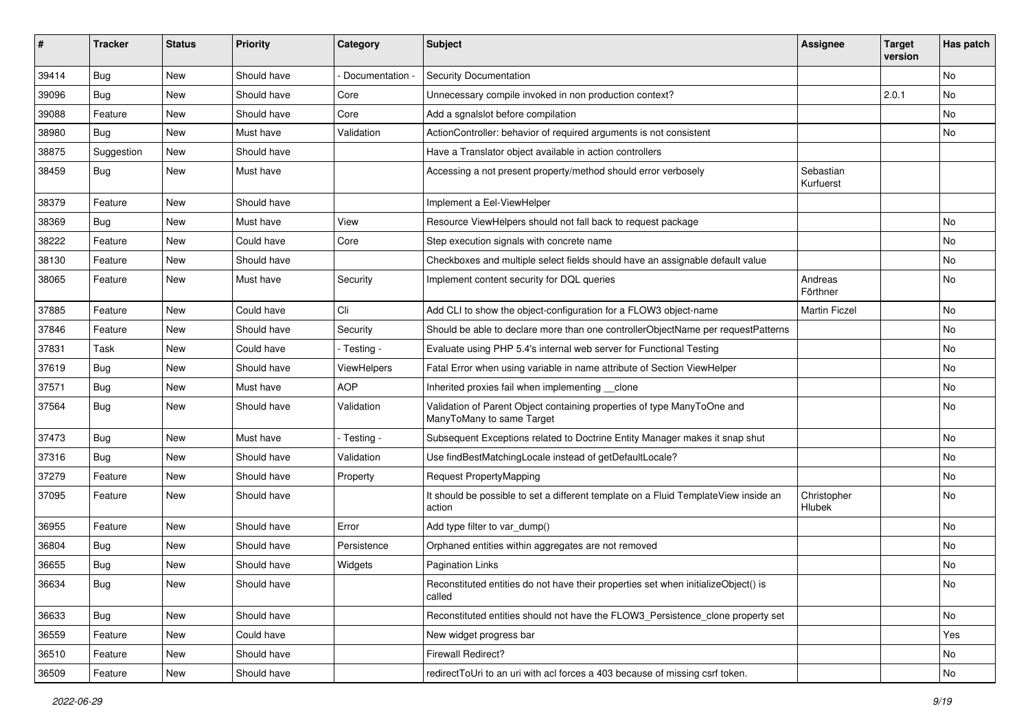| # | Tracker | Status | Priority | Category | Subject | Assignee | Target version | Has patch |
|---|---|---|---|---|---|---|---|---|
| 39414 | Bug | New | Should have | - Documentation - | Security Documentation | | | No |
| 39096 | Bug | New | Should have | Core | Unnecessary compile invoked in non production context? | | 2.0.1 | No |
| 39088 | Feature | New | Should have | Core | Add a sgnalslot before compilation | | | No |
| 38980 | Bug | New | Must have | Validation | ActionController: behavior of required arguments is not consistent | | | No |
| 38875 | Suggestion | New | Should have | | Have a Translator object available in action controllers | | | |
| 38459 | Bug | New | Must have | | Accessing a not present property/method should error verbosely | Sebastian Kurfuerst | | |
| 38379 | Feature | New | Should have | | Implement a Eel-ViewHelper | | | |
| 38369 | Bug | New | Must have | View | Resource ViewHelpers should not fall back to request package | | | No |
| 38222 | Feature | New | Could have | Core | Step execution signals with concrete name | | | No |
| 38130 | Feature | New | Should have | | Checkboxes and multiple select fields should have an assignable default value | | | No |
| 38065 | Feature | New | Must have | Security | Implement content security for DQL queries | Andreas Förthner | | No |
| 37885 | Feature | New | Could have | Cli | Add CLI to show the object-configuration for a FLOW3 object-name | Martin Ficzel | | No |
| 37846 | Feature | New | Should have | Security | Should be able to declare more than one controllerObjectName per requestPatterns | | | No |
| 37831 | Task | New | Could have | - Testing - | Evaluate using PHP 5.4's internal web server for Functional Testing | | | No |
| 37619 | Bug | New | Should have | ViewHelpers | Fatal Error when using variable in name attribute of Section ViewHelper | | | No |
| 37571 | Bug | New | Must have | AOP | Inherited proxies fail when implementing __clone | | | No |
| 37564 | Bug | New | Should have | Validation | Validation of Parent Object containing properties of type ManyToOne and ManyToMany to same Target | | | No |
| 37473 | Bug | New | Must have | - Testing - | Subsequent Exceptions related to Doctrine Entity Manager makes it snap shut | | | No |
| 37316 | Bug | New | Should have | Validation | Use findBestMatchingLocale instead of getDefaultLocale? | | | No |
| 37279 | Feature | New | Should have | Property | Request PropertyMapping | | | No |
| 37095 | Feature | New | Should have | | It should be possible to set a different template on a Fluid TemplateView inside an action | Christopher Hlubek | | No |
| 36955 | Feature | New | Should have | Error | Add type filter to var_dump() | | | No |
| 36804 | Bug | New | Should have | Persistence | Orphaned entities within aggregates are not removed | | | No |
| 36655 | Bug | New | Should have | Widgets | Pagination Links | | | No |
| 36634 | Bug | New | Should have | | Reconstituted entities do not have their properties set when initializeObject() is called | | | No |
| 36633 | Bug | New | Should have | | Reconstituted entities should not have the FLOW3_Persistence_clone property set | | | No |
| 36559 | Feature | New | Could have | | New widget progress bar | | | Yes |
| 36510 | Feature | New | Should have | | Firewall Redirect? | | | No |
| 36509 | Feature | New | Should have | | redirectToUri to an uri with acl forces a 403 because of missing csrf token. | | | No |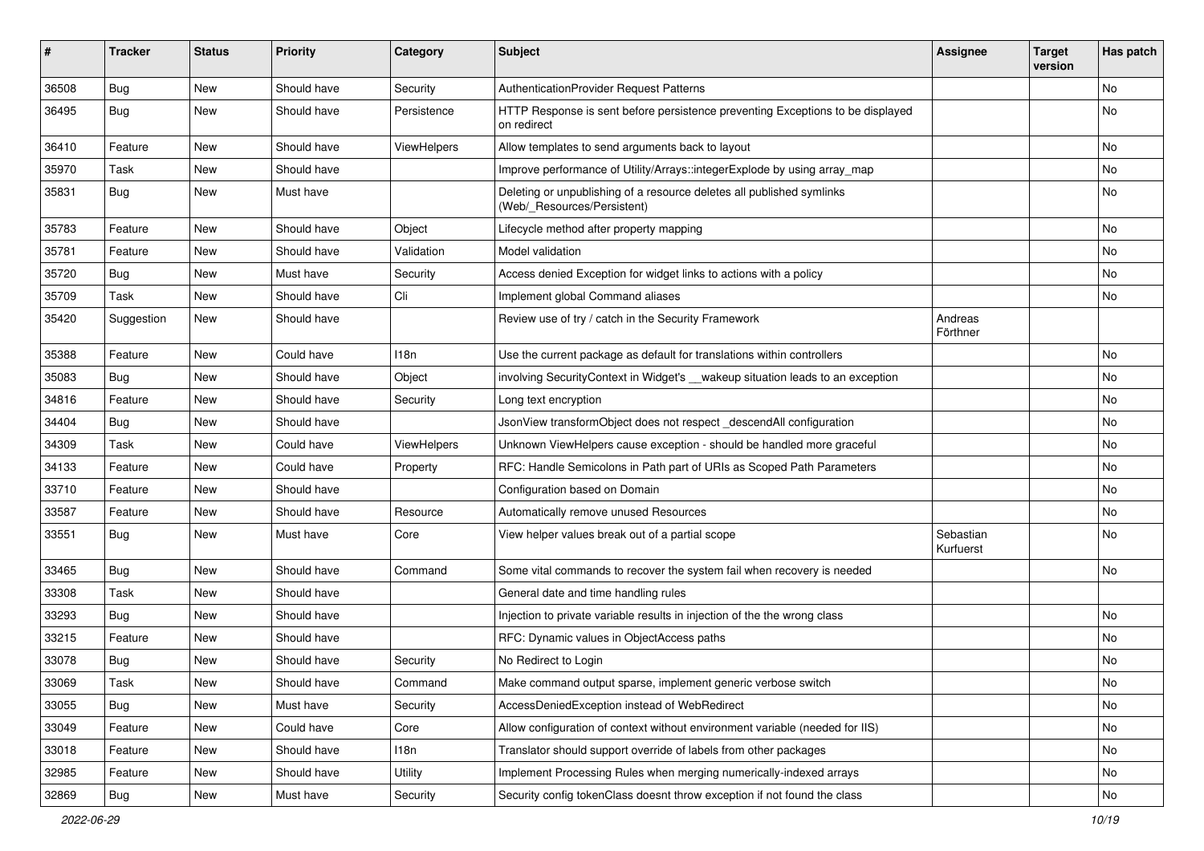| # | Tracker | Status | Priority | Category | Subject | Assignee | Target version | Has patch |
|---|---|---|---|---|---|---|---|---|
| 36508 | Bug | New | Should have | Security | AuthenticationProvider Request Patterns | | | No |
| 36495 | Bug | New | Should have | Persistence | HTTP Response is sent before persistence preventing Exceptions to be displayed on redirect | | | No |
| 36410 | Feature | New | Should have | ViewHelpers | Allow templates to send arguments back to layout | | | No |
| 35970 | Task | New | Should have | | Improve performance of Utility/Arrays::integerExplode by using array_map | | | No |
| 35831 | Bug | New | Must have | | Deleting or unpublishing of a resource deletes all published symlinks (Web/_Resources/Persistent) | | | No |
| 35783 | Feature | New | Should have | Object | Lifecycle method after property mapping | | | No |
| 35781 | Feature | New | Should have | Validation | Model validation | | | No |
| 35720 | Bug | New | Must have | Security | Access denied Exception for widget links to actions with a policy | | | No |
| 35709 | Task | New | Should have | Cli | Implement global Command aliases | | | No |
| 35420 | Suggestion | New | Should have | | Review use of try / catch in the Security Framework | Andreas Förthner | | |
| 35388 | Feature | New | Could have | I18n | Use the current package as default for translations within controllers | | | No |
| 35083 | Bug | New | Should have | Object | involving SecurityContext in Widget's __wakeup situation leads to an exception | | | No |
| 34816 | Feature | New | Should have | Security | Long text encryption | | | No |
| 34404 | Bug | New | Should have | | JsonView transformObject does not respect _descendAll configuration | | | No |
| 34309 | Task | New | Could have | ViewHelpers | Unknown ViewHelpers cause exception - should be handled more graceful | | | No |
| 34133 | Feature | New | Could have | Property | RFC: Handle Semicolons in Path part of URIs as Scoped Path Parameters | | | No |
| 33710 | Feature | New | Should have | | Configuration based on Domain | | | No |
| 33587 | Feature | New | Should have | Resource | Automatically remove unused Resources | | | No |
| 33551 | Bug | New | Must have | Core | View helper values break out of a partial scope | Sebastian Kurfuerst | | No |
| 33465 | Bug | New | Should have | Command | Some vital commands to recover the system fail when recovery is needed | | | No |
| 33308 | Task | New | Should have | | General date and time handling rules | | | |
| 33293 | Bug | New | Should have | | Injection to private variable results in injection of the the wrong class | | | No |
| 33215 | Feature | New | Should have | | RFC: Dynamic values in ObjectAccess paths | | | No |
| 33078 | Bug | New | Should have | Security | No Redirect to Login | | | No |
| 33069 | Task | New | Should have | Command | Make command output sparse, implement generic verbose switch | | | No |
| 33055 | Bug | New | Must have | Security | AccessDeniedException instead of WebRedirect | | | No |
| 33049 | Feature | New | Could have | Core | Allow configuration of context without environment variable (needed for IIS) | | | No |
| 33018 | Feature | New | Should have | I18n | Translator should support override of labels from other packages | | | No |
| 32985 | Feature | New | Should have | Utility | Implement Processing Rules when merging numerically-indexed arrays | | | No |
| 32869 | Bug | New | Must have | Security | Security config tokenClass doesnt throw exception if not found the class | | | No |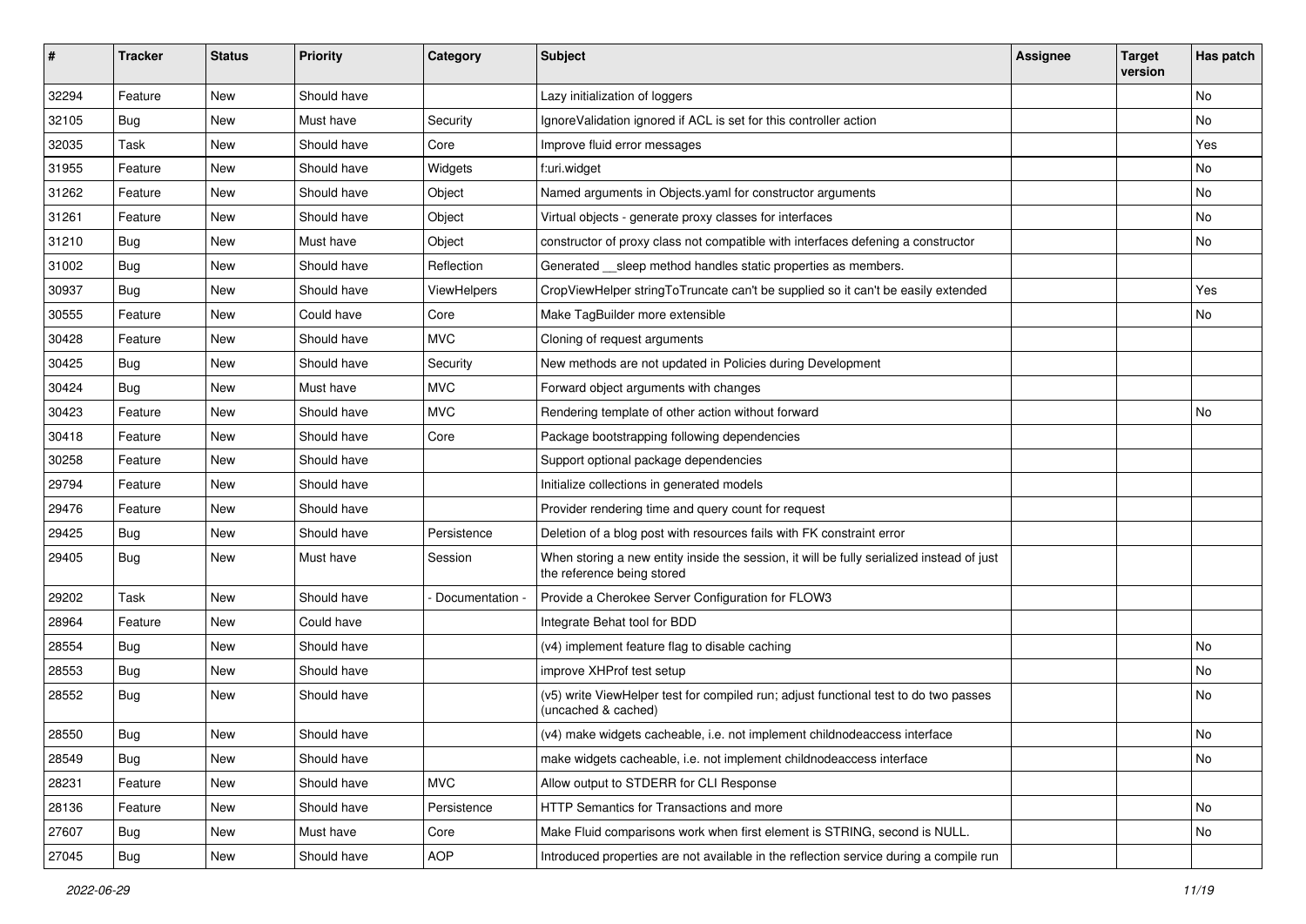| # | Tracker | Status | Priority | Category | Subject | Assignee | Target version | Has patch |
|---|---|---|---|---|---|---|---|---|
| 32294 | Feature | New | Should have | | Lazy initialization of loggers | | | No |
| 32105 | Bug | New | Must have | Security | IgnoreValidation ignored if ACL is set for this controller action | | | No |
| 32035 | Task | New | Should have | Core | Improve fluid error messages | | | Yes |
| 31955 | Feature | New | Should have | Widgets | f:uri.widget | | | No |
| 31262 | Feature | New | Should have | Object | Named arguments in Objects.yaml for constructor arguments | | | No |
| 31261 | Feature | New | Should have | Object | Virtual objects - generate proxy classes for interfaces | | | No |
| 31210 | Bug | New | Must have | Object | constructor of proxy class not compatible with interfaces defening a constructor | | | No |
| 31002 | Bug | New | Should have | Reflection | Generated __sleep method handles static properties as members. | | | |
| 30937 | Bug | New | Should have | ViewHelpers | CropViewHelper stringToTruncate can't be supplied so it can't be easily extended | | | Yes |
| 30555 | Feature | New | Could have | Core | Make TagBuilder more extensible | | | No |
| 30428 | Feature | New | Should have | MVC | Cloning of request arguments | | | |
| 30425 | Bug | New | Should have | Security | New methods are not updated in Policies during Development | | | |
| 30424 | Bug | New | Must have | MVC | Forward object arguments with changes | | | |
| 30423 | Feature | New | Should have | MVC | Rendering template of other action without forward | | | No |
| 30418 | Feature | New | Should have | Core | Package bootstrapping following dependencies | | | |
| 30258 | Feature | New | Should have | | Support optional package dependencies | | | |
| 29794 | Feature | New | Should have | | Initialize collections in generated models | | | |
| 29476 | Feature | New | Should have | | Provider rendering time and query count for request | | | |
| 29425 | Bug | New | Should have | Persistence | Deletion of a blog post with resources fails with FK constraint error | | | |
| 29405 | Bug | New | Must have | Session | When storing a new entity inside the session, it will be fully serialized instead of just the reference being stored | | | |
| 29202 | Task | New | Should have | - Documentation - | Provide a Cherokee Server Configuration for FLOW3 | | | |
| 28964 | Feature | New | Could have | | Integrate Behat tool for BDD | | | |
| 28554 | Bug | New | Should have | | (v4) implement feature flag to disable caching | | | No |
| 28553 | Bug | New | Should have | | improve XHProf test setup | | | No |
| 28552 | Bug | New | Should have | | (v5) write ViewHelper test for compiled run; adjust functional test to do two passes (uncached & cached) | | | No |
| 28550 | Bug | New | Should have | | (v4) make widgets cacheable, i.e. not implement childnodeaccess interface | | | No |
| 28549 | Bug | New | Should have | | make widgets cacheable, i.e. not implement childnodeaccess interface | | | No |
| 28231 | Feature | New | Should have | MVC | Allow output to STDERR for CLI Response | | | |
| 28136 | Feature | New | Should have | Persistence | HTTP Semantics for Transactions and more | | | No |
| 27607 | Bug | New | Must have | Core | Make Fluid comparisons work when first element is STRING, second is NULL. | | | No |
| 27045 | Bug | New | Should have | AOP | Introduced properties are not available in the reflection service during a compile run | | | |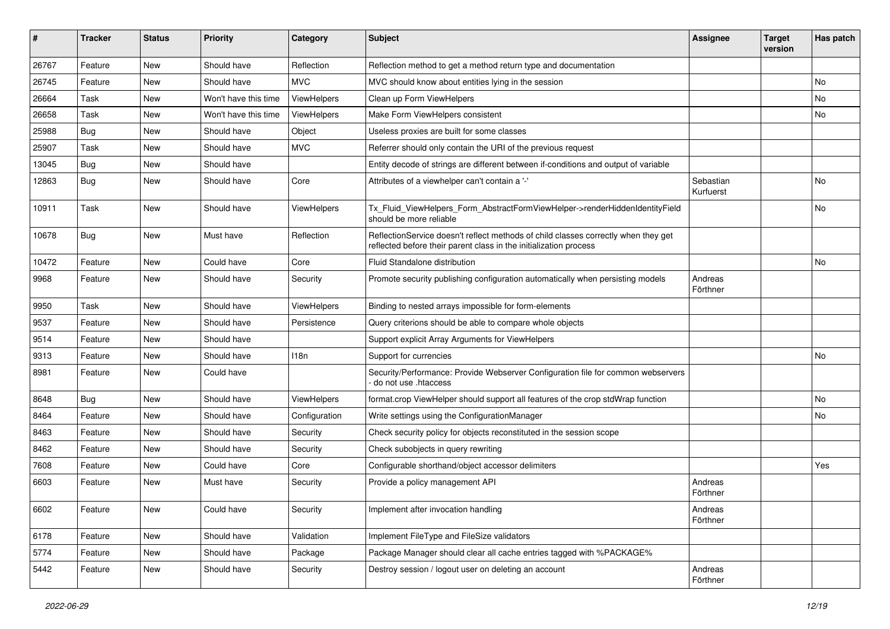| # | Tracker | Status | Priority | Category | Subject | Assignee | Target version | Has patch |
|---|---|---|---|---|---|---|---|---|
| 26767 | Feature | New | Should have | Reflection | Reflection method to get a method return type and documentation | | | |
| 26745 | Feature | New | Should have | MVC | MVC should know about entities lying in the session | | | No |
| 26664 | Task | New | Won't have this time | ViewHelpers | Clean up Form ViewHelpers | | | No |
| 26658 | Task | New | Won't have this time | ViewHelpers | Make Form ViewHelpers consistent | | | No |
| 25988 | Bug | New | Should have | Object | Useless proxies are built for some classes | | | |
| 25907 | Task | New | Should have | MVC | Referrer should only contain the URI of the previous request | | | |
| 13045 | Bug | New | Should have | | Entity decode of strings are different between if-conditions and output of variable | | | |
| 12863 | Bug | New | Should have | Core | Attributes of a viewhelper can't contain a '-' | Sebastian Kurfuerst | | No |
| 10911 | Task | New | Should have | ViewHelpers | Tx_Fluid_ViewHelpers_Form_AbstractFormViewHelper->renderHiddenIdentityField should be more reliable | | | No |
| 10678 | Bug | New | Must have | Reflection | ReflectionService doesn't reflect methods of child classes correctly when they get reflected before their parent class in the initialization process | | | |
| 10472 | Feature | New | Could have | Core | Fluid Standalone distribution | | | No |
| 9968 | Feature | New | Should have | Security | Promote security publishing configuration automatically when persisting models | Andreas Förthner | | |
| 9950 | Task | New | Should have | ViewHelpers | Binding to nested arrays impossible for form-elements | | | |
| 9537 | Feature | New | Should have | Persistence | Query criterions should be able to compare whole objects | | | |
| 9514 | Feature | New | Should have | | Support explicit Array Arguments for ViewHelpers | | | |
| 9313 | Feature | New | Should have | I18n | Support for currencies | | | No |
| 8981 | Feature | New | Could have | | Security/Performance: Provide Webserver Configuration file for common webservers - do not use .htaccess | | | |
| 8648 | Bug | New | Should have | ViewHelpers | format.crop ViewHelper should support all features of the crop stdWrap function | | | No |
| 8464 | Feature | New | Should have | Configuration | Write settings using the ConfigurationManager | | | No |
| 8463 | Feature | New | Should have | Security | Check security policy for objects reconstituted in the session scope | | | |
| 8462 | Feature | New | Should have | Security | Check subobjects in query rewriting | | | |
| 7608 | Feature | New | Could have | Core | Configurable shorthand/object accessor delimiters | | | Yes |
| 6603 | Feature | New | Must have | Security | Provide a policy management API | Andreas Förthner | | |
| 6602 | Feature | New | Could have | Security | Implement after invocation handling | Andreas Förthner | | |
| 6178 | Feature | New | Should have | Validation | Implement FileType and FileSize validators | | | |
| 5774 | Feature | New | Should have | Package | Package Manager should clear all cache entries tagged with %PACKAGE% | | | |
| 5442 | Feature | New | Should have | Security | Destroy session / logout user on deleting an account | Andreas Förthner | | |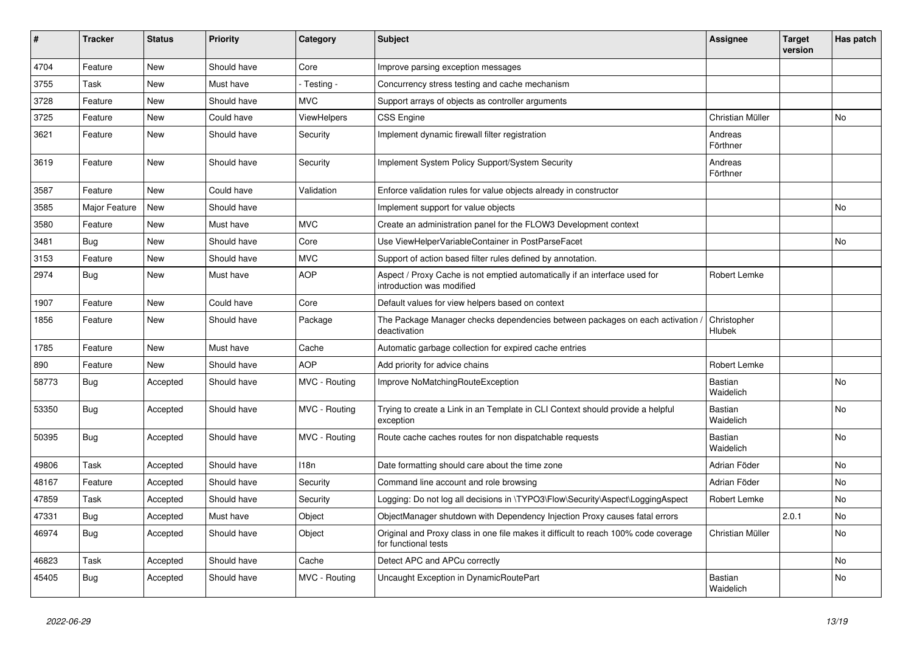| # | Tracker | Status | Priority | Category | Subject | Assignee | Target version | Has patch |
|---|---|---|---|---|---|---|---|---|
| 4704 | Feature | New | Should have | Core | Improve parsing exception messages | | | |
| 3755 | Task | New | Must have | - Testing - | Concurrency stress testing and cache mechanism | | | |
| 3728 | Feature | New | Should have | MVC | Support arrays of objects as controller arguments | | | |
| 3725 | Feature | New | Could have | ViewHelpers | CSS Engine | Christian Müller | | No |
| 3621 | Feature | New | Should have | Security | Implement dynamic firewall filter registration | Andreas Förthner | | |
| 3619 | Feature | New | Should have | Security | Implement System Policy Support/System Security | Andreas Förthner | | |
| 3587 | Feature | New | Could have | Validation | Enforce validation rules for value objects already in constructor | | | |
| 3585 | Major Feature | New | Should have | | Implement support for value objects | | | No |
| 3580 | Feature | New | Must have | MVC | Create an administration panel for the FLOW3 Development context | | | |
| 3481 | Bug | New | Should have | Core | Use ViewHelperVariableContainer in PostParseFacet | | | No |
| 3153 | Feature | New | Should have | MVC | Support of action based filter rules defined by annotation. | | | |
| 2974 | Bug | New | Must have | AOP | Aspect / Proxy Cache is not emptied automatically if an interface used for introduction was modified | Robert Lemke | | |
| 1907 | Feature | New | Could have | Core | Default values for view helpers based on context | | | |
| 1856 | Feature | New | Should have | Package | The Package Manager checks dependencies between packages on each activation / deactivation | Christopher Hlubek | | |
| 1785 | Feature | New | Must have | Cache | Automatic garbage collection for expired cache entries | | | |
| 890 | Feature | New | Should have | AOP | Add priority for advice chains | Robert Lemke | | |
| 58773 | Bug | Accepted | Should have | MVC - Routing | Improve NoMatchingRouteException | Bastian Waidelich | | No |
| 53350 | Bug | Accepted | Should have | MVC - Routing | Trying to create a Link in an Template in CLI Context should provide a helpful exception | Bastian Waidelich | | No |
| 50395 | Bug | Accepted | Should have | MVC - Routing | Route cache caches routes for non dispatchable requests | Bastian Waidelich | | No |
| 49806 | Task | Accepted | Should have | I18n | Date formatting should care about the time zone | Adrian Föder | | No |
| 48167 | Feature | Accepted | Should have | Security | Command line account and role browsing | Adrian Föder | | No |
| 47859 | Task | Accepted | Should have | Security | Logging: Do not log all decisions in \TYPO3\Flow\Security\Aspect\LoggingAspect | Robert Lemke | | No |
| 47331 | Bug | Accepted | Must have | Object | ObjectManager shutdown with Dependency Injection Proxy causes fatal errors | | 2.0.1 | No |
| 46974 | Bug | Accepted | Should have | Object | Original and Proxy class in one file makes it difficult to reach 100% code coverage for functional tests | Christian Müller | | No |
| 46823 | Task | Accepted | Should have | Cache | Detect APC and APCu correctly | | | No |
| 45405 | Bug | Accepted | Should have | MVC - Routing | Uncaught Exception in DynamicRoutePart | Bastian Waidelich | | No |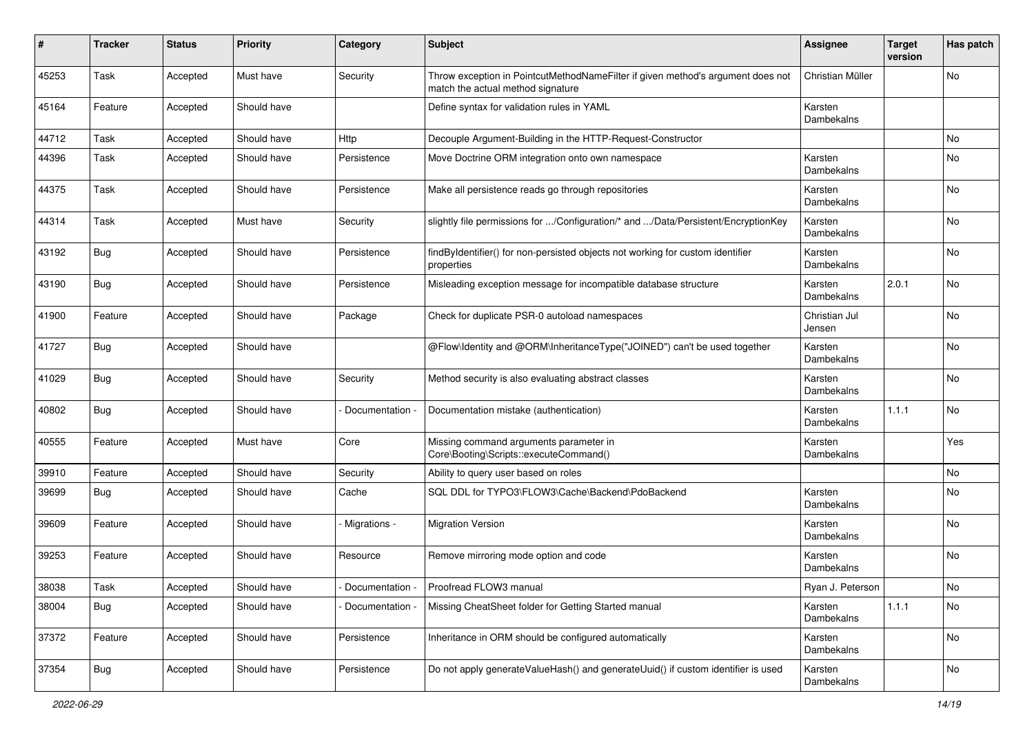| # | Tracker | Status | Priority | Category | Subject | Assignee | Target version | Has patch |
|---|---|---|---|---|---|---|---|---|
| 45253 | Task | Accepted | Must have | Security | Throw exception in PointcutMethodNameFilter if given method's argument does not match the actual method signature | Christian Müller | | No |
| 45164 | Feature | Accepted | Should have | | Define syntax for validation rules in YAML | Karsten Dambekalns | | |
| 44712 | Task | Accepted | Should have | Http | Decouple Argument-Building in the HTTP-Request-Constructor | | | No |
| 44396 | Task | Accepted | Should have | Persistence | Move Doctrine ORM integration onto own namespace | Karsten Dambekalns | | No |
| 44375 | Task | Accepted | Should have | Persistence | Make all persistence reads go through repositories | Karsten Dambekalns | | No |
| 44314 | Task | Accepted | Must have | Security | slightly file permissions for .../Configuration/* and .../Data/Persistent/EncryptionKey | Karsten Dambekalns | | No |
| 43192 | Bug | Accepted | Should have | Persistence | findByIdentifier() for non-persisted objects not working for custom identifier properties | Karsten Dambekalns | | No |
| 43190 | Bug | Accepted | Should have | Persistence | Misleading exception message for incompatible database structure | Karsten Dambekalns | 2.0.1 | No |
| 41900 | Feature | Accepted | Should have | Package | Check for duplicate PSR-0 autoload namespaces | Christian Jul Jensen | | No |
| 41727 | Bug | Accepted | Should have | | @Flow\Identity and @ORM\InheritanceType("JOINED") can't be used together | Karsten Dambekalns | | No |
| 41029 | Bug | Accepted | Should have | Security | Method security is also evaluating abstract classes | Karsten Dambekalns | | No |
| 40802 | Bug | Accepted | Should have | - Documentation - | Documentation mistake (authentication) | Karsten Dambekalns | 1.1.1 | No |
| 40555 | Feature | Accepted | Must have | Core | Missing command arguments parameter in Core\Booting\Scripts::executeCommand() | Karsten Dambekalns | | Yes |
| 39910 | Feature | Accepted | Should have | Security | Ability to query user based on roles | | | No |
| 39699 | Bug | Accepted | Should have | Cache | SQL DDL for TYPO3\FLOW3\Cache\Backend\PdoBackend | Karsten Dambekalns | | No |
| 39609 | Feature | Accepted | Should have | - Migrations - | Migration Version | Karsten Dambekalns | | No |
| 39253 | Feature | Accepted | Should have | Resource | Remove mirroring mode option and code | Karsten Dambekalns | | No |
| 38038 | Task | Accepted | Should have | - Documentation - | Proofread FLOW3 manual | Ryan J. Peterson | | No |
| 38004 | Bug | Accepted | Should have | - Documentation - | Missing CheatSheet folder for Getting Started manual | Karsten Dambekalns | 1.1.1 | No |
| 37372 | Feature | Accepted | Should have | Persistence | Inheritance in ORM should be configured automatically | Karsten Dambekalns | | No |
| 37354 | Bug | Accepted | Should have | Persistence | Do not apply generateValueHash() and generateUuid() if custom identifier is used | Karsten Dambekalns | | No |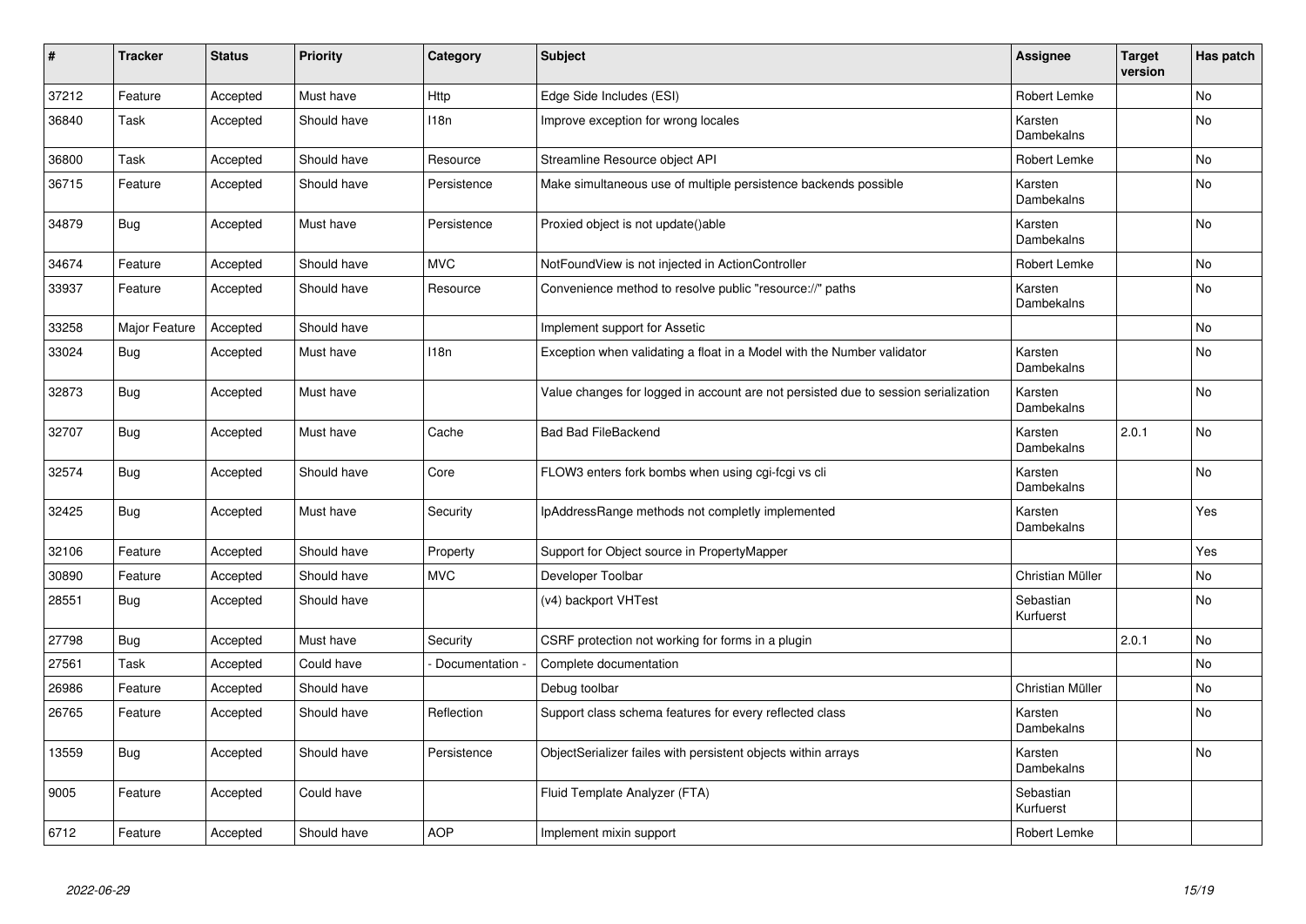| # | Tracker | Status | Priority | Category | Subject | Assignee | Target version | Has patch |
|---|---|---|---|---|---|---|---|---|
| 37212 | Feature | Accepted | Must have | Http | Edge Side Includes (ESI) | Robert Lemke | | No |
| 36840 | Task | Accepted | Should have | I18n | Improve exception for wrong locales | Karsten Dambekalns | | No |
| 36800 | Task | Accepted | Should have | Resource | Streamline Resource object API | Robert Lemke | | No |
| 36715 | Feature | Accepted | Should have | Persistence | Make simultaneous use of multiple persistence backends possible | Karsten Dambekalns | | No |
| 34879 | Bug | Accepted | Must have | Persistence | Proxied object is not update()able | Karsten Dambekalns | | No |
| 34674 | Feature | Accepted | Should have | MVC | NotFoundView is not injected in ActionController | Robert Lemke | | No |
| 33937 | Feature | Accepted | Should have | Resource | Convenience method to resolve public "resource://" paths | Karsten Dambekalns | | No |
| 33258 | Major Feature | Accepted | Should have | | Implement support for Assetic | | | No |
| 33024 | Bug | Accepted | Must have | I18n | Exception when validating a float in a Model with the Number validator | Karsten Dambekalns | | No |
| 32873 | Bug | Accepted | Must have | | Value changes for logged in account are not persisted due to session serialization | Karsten Dambekalns | | No |
| 32707 | Bug | Accepted | Must have | Cache | Bad Bad FileBackend | Karsten Dambekalns | 2.0.1 | No |
| 32574 | Bug | Accepted | Should have | Core | FLOW3 enters fork bombs when using cgi-fcgi vs cli | Karsten Dambekalns | | No |
| 32425 | Bug | Accepted | Must have | Security | IpAddressRange methods not completly implemented | Karsten Dambekalns | | Yes |
| 32106 | Feature | Accepted | Should have | Property | Support for Object source in PropertyMapper | | | Yes |
| 30890 | Feature | Accepted | Should have | MVC | Developer Toolbar | Christian Müller | | No |
| 28551 | Bug | Accepted | Should have | | (v4) backport VHTest | Sebastian Kurfuerst | | No |
| 27798 | Bug | Accepted | Must have | Security | CSRF protection not working for forms in a plugin | | 2.0.1 | No |
| 27561 | Task | Accepted | Could have | - Documentation - | Complete documentation | | | No |
| 26986 | Feature | Accepted | Should have | | Debug toolbar | Christian Müller | | No |
| 26765 | Feature | Accepted | Should have | Reflection | Support class schema features for every reflected class | Karsten Dambekalns | | No |
| 13559 | Bug | Accepted | Should have | Persistence | ObjectSerializer failes with persistent objects within arrays | Karsten Dambekalns | | No |
| 9005 | Feature | Accepted | Could have | | Fluid Template Analyzer (FTA) | Sebastian Kurfuerst | | |
| 6712 | Feature | Accepted | Should have | AOP | Implement mixin support | Robert Lemke | | |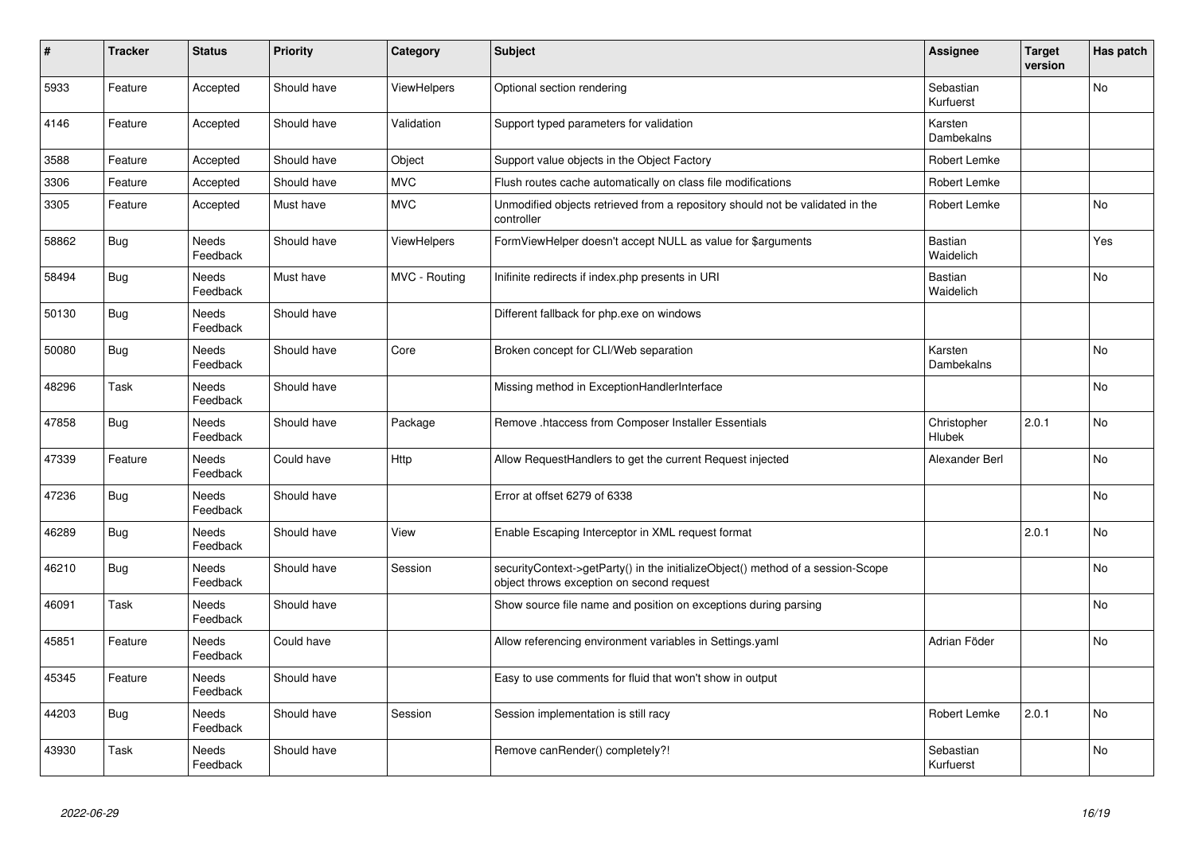| # | Tracker | Status | Priority | Category | Subject | Assignee | Target version | Has patch |
|---|---|---|---|---|---|---|---|---|
| 5933 | Feature | Accepted | Should have | ViewHelpers | Optional section rendering | Sebastian Kurfuerst | | No |
| 4146 | Feature | Accepted | Should have | Validation | Support typed parameters for validation | Karsten Dambekalns | | |
| 3588 | Feature | Accepted | Should have | Object | Support value objects in the Object Factory | Robert Lemke | | |
| 3306 | Feature | Accepted | Should have | MVC | Flush routes cache automatically on class file modifications | Robert Lemke | | |
| 3305 | Feature | Accepted | Must have | MVC | Unmodified objects retrieved from a repository should not be validated in the controller | Robert Lemke | | No |
| 58862 | Bug | Needs Feedback | Should have | ViewHelpers | FormViewHelper doesn't accept NULL as value for $arguments | Bastian Waidelich | | Yes |
| 58494 | Bug | Needs Feedback | Must have | MVC - Routing | Inifinite redirects if index.php presents in URI | Bastian Waidelich | | No |
| 50130 | Bug | Needs Feedback | Should have | | Different fallback for php.exe on windows | | | |
| 50080 | Bug | Needs Feedback | Should have | Core | Broken concept for CLI/Web separation | Karsten Dambekalns | | No |
| 48296 | Task | Needs Feedback | Should have | | Missing method in ExceptionHandlerInterface | | | No |
| 47858 | Bug | Needs Feedback | Should have | Package | Remove .htaccess from Composer Installer Essentials | Christopher Hlubek | 2.0.1 | No |
| 47339 | Feature | Needs Feedback | Could have | Http | Allow RequestHandlers to get the current Request injected | Alexander Berl | | No |
| 47236 | Bug | Needs Feedback | Should have | | Error at offset 6279 of 6338 | | | No |
| 46289 | Bug | Needs Feedback | Should have | View | Enable Escaping Interceptor in XML request format | | 2.0.1 | No |
| 46210 | Bug | Needs Feedback | Should have | Session | securityContext->getParty() in the initializeObject() method of a session-Scope object throws exception on second request | | | No |
| 46091 | Task | Needs Feedback | Should have | | Show source file name and position on exceptions during parsing | | | No |
| 45851 | Feature | Needs Feedback | Could have | | Allow referencing environment variables in Settings.yaml | Adrian Föder | | No |
| 45345 | Feature | Needs Feedback | Should have | | Easy to use comments for fluid that won't show in output | | | |
| 44203 | Bug | Needs Feedback | Should have | Session | Session implementation is still racy | Robert Lemke | 2.0.1 | No |
| 43930 | Task | Needs Feedback | Should have | | Remove canRender() completely?! | Sebastian Kurfuerst | | No |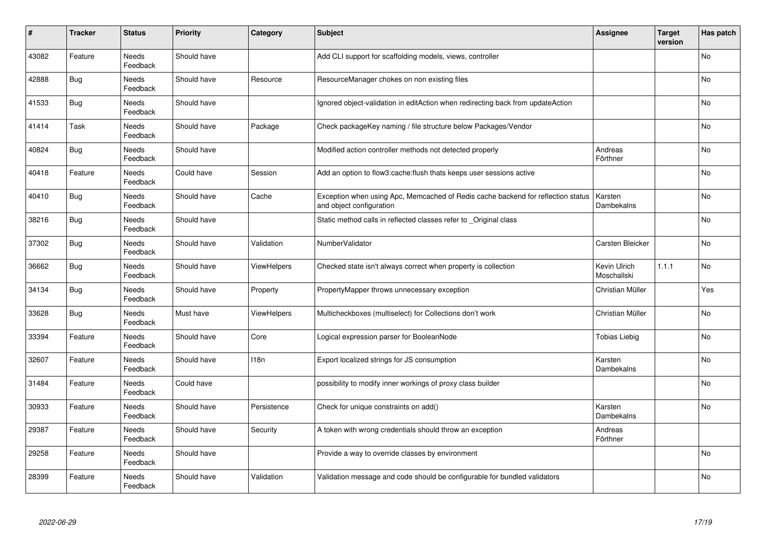| # | Tracker | Status | Priority | Category | Subject | Assignee | Target version | Has patch |
|---|---|---|---|---|---|---|---|---|
| 43082 | Feature | Needs Feedback | Should have | | Add CLI support for scaffolding models, views, controller | | | No |
| 42888 | Bug | Needs Feedback | Should have | Resource | ResourceManager chokes on non existing files | | | No |
| 41533 | Bug | Needs Feedback | Should have | | Ignored object-validation in editAction when redirecting back from updateAction | | | No |
| 41414 | Task | Needs Feedback | Should have | Package | Check packageKey naming / file structure below Packages/Vendor | | | No |
| 40824 | Bug | Needs Feedback | Should have | | Modified action controller methods not detected properly | Andreas Förthner | | No |
| 40418 | Feature | Needs Feedback | Could have | Session | Add an option to flow3:cache:flush thats keeps user sessions active | | | No |
| 40410 | Bug | Needs Feedback | Should have | Cache | Exception when using Apc, Memcached of Redis cache backend for reflection status and object configuration | Karsten Dambekalns | | No |
| 38216 | Bug | Needs Feedback | Should have | | Static method calls in reflected classes refer to _Original class | | | No |
| 37302 | Bug | Needs Feedback | Should have | Validation | NumberValidator | Carsten Bleicker | | No |
| 36662 | Bug | Needs Feedback | Should have | ViewHelpers | Checked state isn't always correct when property is collection | Kevin Ulrich Moschallski | 1.1.1 | No |
| 34134 | Bug | Needs Feedback | Should have | Property | PropertyMapper throws unnecessary exception | Christian Müller | | Yes |
| 33628 | Bug | Needs Feedback | Must have | ViewHelpers | Multicheckboxes (multiselect) for Collections don't work | Christian Müller | | No |
| 33394 | Feature | Needs Feedback | Should have | Core | Logical expression parser for BooleanNode | Tobias Liebig | | No |
| 32607 | Feature | Needs Feedback | Should have | I18n | Export localized strings for JS consumption | Karsten Dambekalns | | No |
| 31484 | Feature | Needs Feedback | Could have | | possibility to modify inner workings of proxy class builder | | | No |
| 30933 | Feature | Needs Feedback | Should have | Persistence | Check for unique constraints on add() | Karsten Dambekalns | | No |
| 29387 | Feature | Needs Feedback | Should have | Security | A token with wrong credentials should throw an exception | Andreas Förthner | | |
| 29258 | Feature | Needs Feedback | Should have | | Provide a way to override classes by environment | | | No |
| 28399 | Feature | Needs Feedback | Should have | Validation | Validation message and code should be configurable for bundled validators | | | No |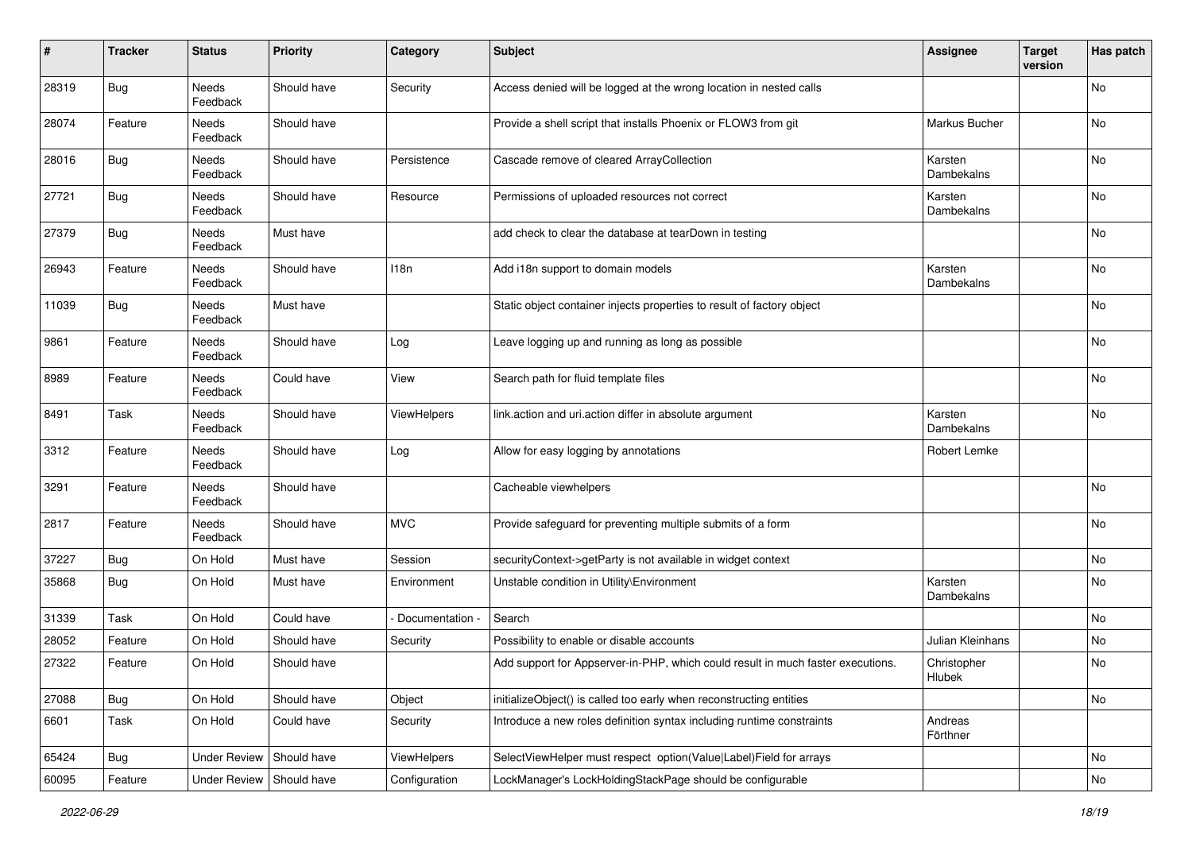| # | Tracker | Status | Priority | Category | Subject | Assignee | Target version | Has patch |
|---|---|---|---|---|---|---|---|---|
| 28319 | Bug | Needs Feedback | Should have | Security | Access denied will be logged at the wrong location in nested calls | | | No |
| 28074 | Feature | Needs Feedback | Should have | | Provide a shell script that installs Phoenix or FLOW3 from git | Markus Bucher | | No |
| 28016 | Bug | Needs Feedback | Should have | Persistence | Cascade remove of cleared ArrayCollection | Karsten Dambekalns | | No |
| 27721 | Bug | Needs Feedback | Should have | Resource | Permissions of uploaded resources not correct | Karsten Dambekalns | | No |
| 27379 | Bug | Needs Feedback | Must have | | add check to clear the database at tearDown in testing | | | No |
| 26943 | Feature | Needs Feedback | Should have | I18n | Add i18n support to domain models | Karsten Dambekalns | | No |
| 11039 | Bug | Needs Feedback | Must have | | Static object container injects properties to result of factory object | | | No |
| 9861 | Feature | Needs Feedback | Should have | Log | Leave logging up and running as long as possible | | | No |
| 8989 | Feature | Needs Feedback | Could have | View | Search path for fluid template files | | | No |
| 8491 | Task | Needs Feedback | Should have | ViewHelpers | link.action and uri.action differ in absolute argument | Karsten Dambekalns | | No |
| 3312 | Feature | Needs Feedback | Should have | Log | Allow for easy logging by annotations | Robert Lemke | | |
| 3291 | Feature | Needs Feedback | Should have | | Cacheable viewhelpers | | | No |
| 2817 | Feature | Needs Feedback | Should have | MVC | Provide safeguard for preventing multiple submits of a form | | | No |
| 37227 | Bug | On Hold | Must have | Session | securityContext->getParty is not available in widget context | | | No |
| 35868 | Bug | On Hold | Must have | Environment | Unstable condition in Utility\Environment | Karsten Dambekalns | | No |
| 31339 | Task | On Hold | Could have | - Documentation - | Search | | | No |
| 28052 | Feature | On Hold | Should have | Security | Possibility to enable or disable accounts | Julian Kleinhans | | No |
| 27322 | Feature | On Hold | Should have | | Add support for Appserver-in-PHP, which could result in much faster executions. | Christopher Hlubek | | No |
| 27088 | Bug | On Hold | Should have | Object | initializeObject() is called too early when reconstructing entities | | | No |
| 6601 | Task | On Hold | Could have | Security | Introduce a new roles definition syntax including runtime constraints | Andreas Förthner | | |
| 65424 | Bug | Under Review | Should have | ViewHelpers | SelectViewHelper must respect option(Value\|Label)Field for arrays | | | No |
| 60095 | Feature | Under Review | Should have | Configuration | LockManager's LockHoldingStackPage should be configurable | | | No |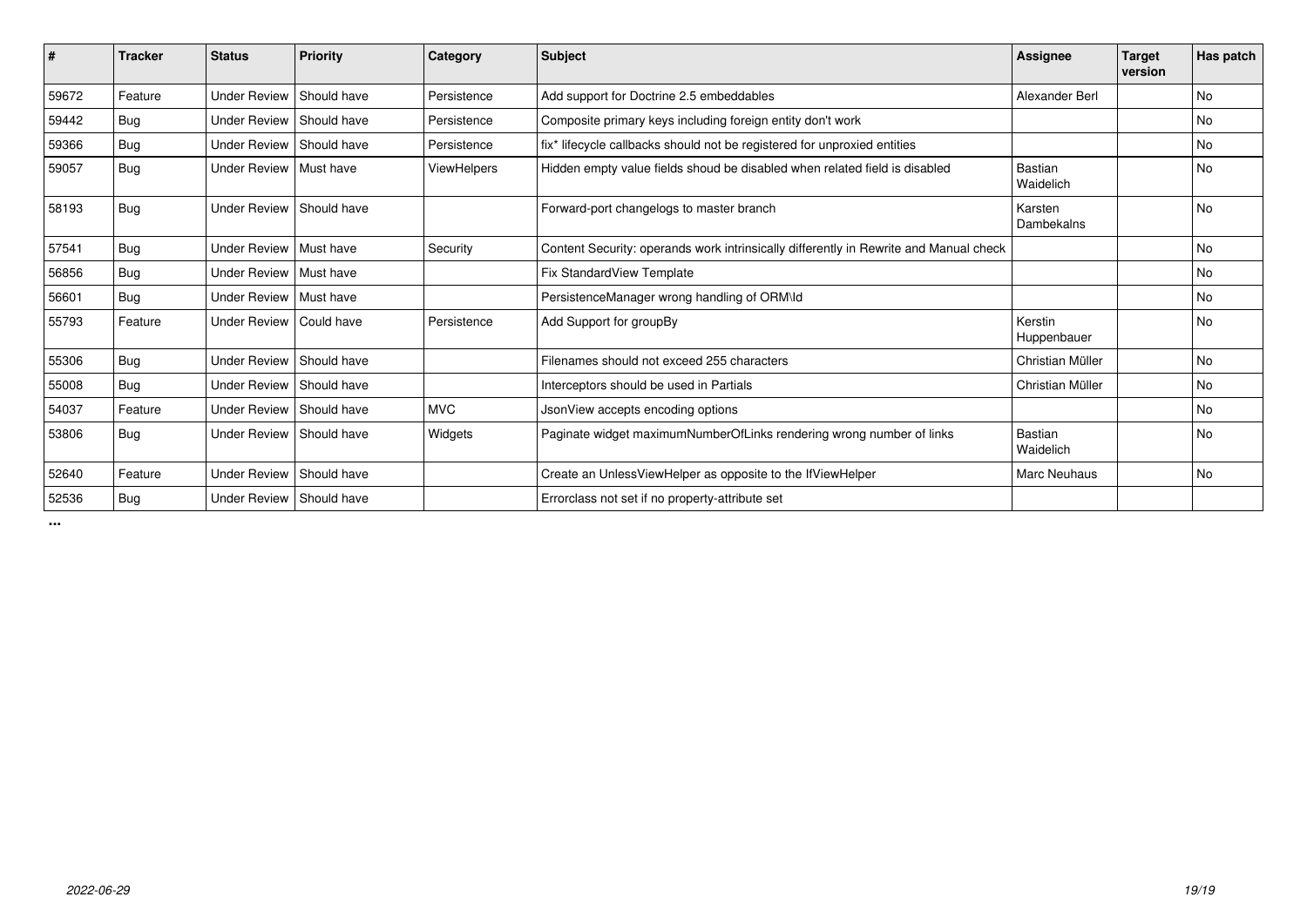| # | Tracker | Status | Priority | Category | Subject | Assignee | Target version | Has patch |
|---|---|---|---|---|---|---|---|---|
| 59672 | Feature | Under Review | Should have | Persistence | Add support for Doctrine 2.5 embeddables | Alexander Berl | | No |
| 59442 | Bug | Under Review | Should have | Persistence | Composite primary keys including foreign entity don't work | | | No |
| 59366 | Bug | Under Review | Should have | Persistence | fix* lifecycle callbacks should not be registered for unproxied entities | | | No |
| 59057 | Bug | Under Review | Must have | ViewHelpers | Hidden empty value fields shoud be disabled when related field is disabled | Bastian Waidelich | | No |
| 58193 | Bug | Under Review | Should have | | Forward-port changelogs to master branch | Karsten Dambekalns | | No |
| 57541 | Bug | Under Review | Must have | Security | Content Security: operands work intrinsically differently in Rewrite and Manual check | | | No |
| 56856 | Bug | Under Review | Must have | | Fix StandardView Template | | | No |
| 56601 | Bug | Under Review | Must have | | PersistenceManager wrong handling of ORM\Id | | | No |
| 55793 | Feature | Under Review | Could have | Persistence | Add Support for groupBy | Kerstin Huppenbauer | | No |
| 55306 | Bug | Under Review | Should have | | Filenames should not exceed 255 characters | Christian Müller | | No |
| 55008 | Bug | Under Review | Should have | | Interceptors should be used in Partials | Christian Müller | | No |
| 54037 | Feature | Under Review | Should have | MVC | JsonView accepts encoding options | | | No |
| 53806 | Bug | Under Review | Should have | Widgets | Paginate widget maximumNumberOfLinks rendering wrong number of links | Bastian Waidelich | | No |
| 52640 | Feature | Under Review | Should have | | Create an UnlessViewHelper as opposite to the IfViewHelper | Marc Neuhaus | | No |
| 52536 | Bug | Under Review | Should have | | Errorclass not set if no property-attribute set | | | |

...